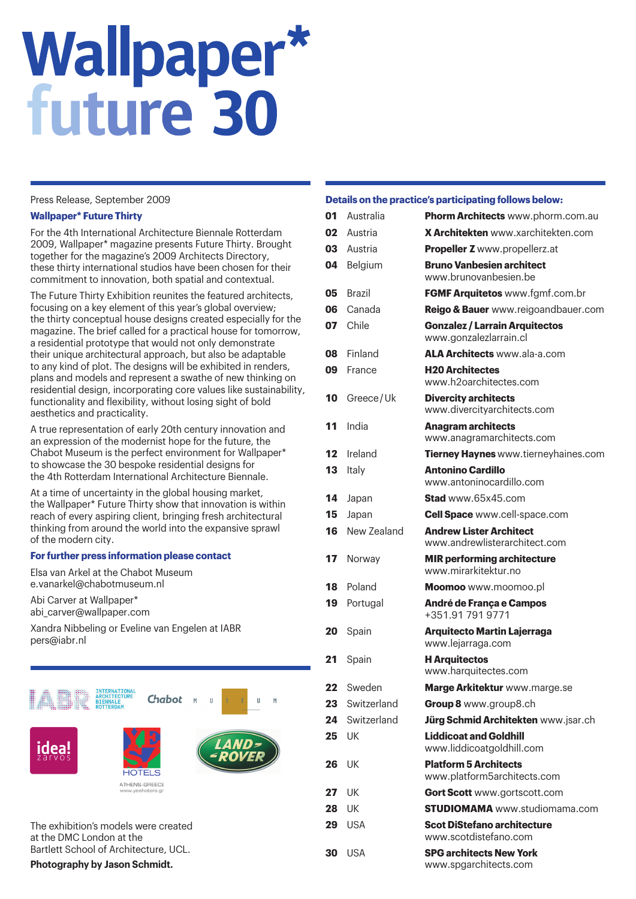# Wallpaper*
# future 30

Press Release, September 2009

**Wallpaper* Future Thirty**

For the 4th International Architecture Biennale Rotterdam 2009, Wallpaper* magazine presents Future Thirty. Brought together for the magazine's 2009 Architects Directory, these thirty international studios have been chosen for their commitment to innovation, both spatial and contextual.

The Future Thirty Exhibition reunites the featured architects, focusing on a key element of this year's global overview; the thirty conceptual house designs created especially for the magazine. The brief called for a practical house for tomorrow, a residential prototype that would not only demonstrate their unique architectural approach, but also be adaptable to any kind of plot. The designs will be exhibited in renders, plans and models and represent a swathe of new thinking on residential design, incorporating core values like sustainability, functionality and flexibility, without losing sight of bold aesthetics and practicality.

A true representation of early 20th century innovation and an expression of the modernist hope for the future, the Chabot Museum is the perfect environment for Wallpaper* to showcase the 30 bespoke residential designs for the 4th Rotterdam International Architecture Biennale.

At a time of uncertainty in the global housing market, the Wallpaper* Future Thirty show that innovation is within reach of every aspiring client, bringing fresh architectural thinking from around the world into the expansive sprawl of the modern city.

**For further press information please contact**

Elsa van Arkel at the Chabot Museum
e.vanarkel@chabotmuseum.nl

Abi Carver at Wallpaper*
abi_carver@wallpaper.com

Xandra Nibbeling or Eveline van Engelen at IABR
pers@iabr.nl

The exhibition's models were created at the DMC London at the Bartlett School of Architecture, UCL.

**Photography by Jason Schmidt.**

**Details on the practice's participating follows below:**

| | | |
|---|---|---|
| **01** | Australia | **Phorm Architects** www.phorm.com.au |
| **02** | Austria | **X Architekten** www.xarchitekten.com |
| **03** | Austria | **Propeller Z** www.propellerz.at |
| **04** | Belgium | **Bruno Vanbesien architect** www.brunovanbesien.be |
| **05** | Brazil | **FGMF Arquitetos** www.fgmf.com.br |
| **06** | Canada | **Reigo & Bauer** www.reigoandbauer.com |
| **07** | Chile | **Gonzalez / Larrain Arquitectos** www.gonzalezlarrain.cl |
| **08** | Finland | **ALA Architects** www.ala-a.com |
| **09** | France | **H20 Architectes** www.h2oarchitectes.com |
| **10** | Greece / Uk | **Divercity architects** www.divercityarchitects.com |
| **11** | India | **Anagram architects** www.anagramarchitects.com |
| **12** | Ireland | **Tierney Haynes** www.tierneyhaines.com |
| **13** | Italy | **Antonino Cardillo** www.antoninocardillo.com |
| **14** | Japan | **Stad** www.65x45.com |
| **15** | Japan | **Cell Space** www.cell-space.com |
| **16** | New Zealand | **Andrew Lister Architect** www.andrewlisterarchitect.com |
| **17** | Norway | **MIR performing architecture** www.mirarkitektur.no |
| **18** | Poland | **Moomoo** www.moomoo.pl |
| **19** | Portugal | **André de França e Campos** +351.91 791 9771 |
| **20** | Spain | **Arquitecto Martin Lajerraga** www.lejarraga.com |
| **21** | Spain | **H Arquitectos** www.harquitectes.com |
| **22** | Sweden | **Marge Arkitektur** www.marge.se |
| **23** | Switzerland | **Group 8** www.group8.ch |
| **24** | Switzerland | **Jürg Schmid Architekten** www.jsar.ch |
| **25** | UK | **Liddicoat and Goldhill** www.liddicoatgoldhill.com |
| **26** | UK | **Platform 5 Architects** www.platform5architects.com |
| **27** | UK | **Gort Scott** www.gortscott.com |
| **28** | UK | **STUDIOMAMA** www.studiomama.com |
| **29** | USA | **Scot DiStefano architecture** www.scotdistefano.com |
| **30** | USA | **SPG architects New York** www.spgarchitects.com |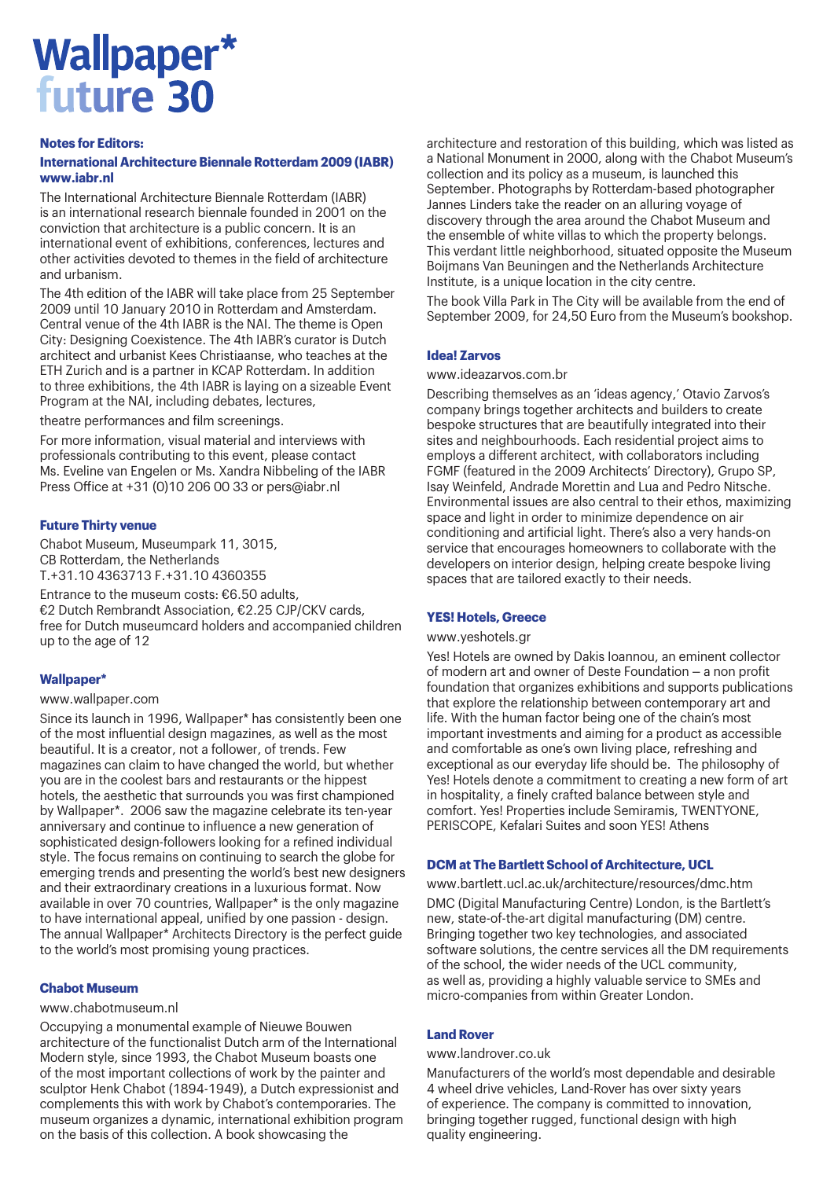# Wallpaper* future 30

**Notes for Editors:**

**International Architecture Biennale Rotterdam 2009 (IABR)**
**www.iabr.nl**

The International Architecture Biennale Rotterdam (IABR) is an international research biennale founded in 2001 on the conviction that architecture is a public concern. It is an international event of exhibitions, conferences, lectures and other activities devoted to themes in the field of architecture and urbanism.

The 4th edition of the IABR will take place from 25 September 2009 until 10 January 2010 in Rotterdam and Amsterdam. Central venue of the 4th IABR is the NAI. The theme is Open City: Designing Coexistence. The 4th IABR's curator is Dutch architect and urbanist Kees Christiaanse, who teaches at the ETH Zurich and is a partner in KCAP Rotterdam. In addition to three exhibitions, the 4th IABR is laying on a sizeable Event Program at the NAI, including debates, lectures,

theatre performances and film screenings.

For more information, visual material and interviews with professionals contributing to this event, please contact Ms. Eveline van Engelen or Ms. Xandra Nibbeling of the IABR Press Office at +31 (0)10 206 00 33 or pers@iabr.nl

**Future Thirty venue**

Chabot Museum, Museumpark 11, 3015,
CB Rotterdam, the Netherlands
T.+31.10 4363713 F.+31.10 4360355

Entrance to the museum costs: €6.50 adults,
€2 Dutch Rembrandt Association, €2.25 CJP/CKV cards,
free for Dutch museumcard holders and accompanied children up to the age of 12

**Wallpaper***

www.wallpaper.com

Since its launch in 1996, Wallpaper* has consistently been one of the most influential design magazines, as well as the most beautiful. It is a creator, not a follower, of trends. Few magazines can claim to have changed the world, but whether you are in the coolest bars and restaurants or the hippest hotels, the aesthetic that surrounds you was first championed by Wallpaper*. 2006 saw the magazine celebrate its ten-year anniversary and continue to influence a new generation of sophisticated design-followers looking for a refined individual style. The focus remains on continuing to search the globe for emerging trends and presenting the world's best new designers and their extraordinary creations in a luxurious format. Now available in over 70 countries, Wallpaper* is the only magazine to have international appeal, unified by one passion - design. The annual Wallpaper* Architects Directory is the perfect guide to the world's most promising young practices.

**Chabot Museum**

www.chabotmuseum.nl

Occupying a monumental example of Nieuwe Bouwen architecture of the functionalist Dutch arm of the International Modern style, since 1993, the Chabot Museum boasts one of the most important collections of work by the painter and sculptor Henk Chabot (1894-1949), a Dutch expressionist and complements this with work by Chabot's contemporaries. The museum organizes a dynamic, international exhibition program on the basis of this collection. A book showcasing the architecture and restoration of this building, which was listed as a National Monument in 2000, along with the Chabot Museum's collection and its policy as a museum, is launched this September. Photographs by Rotterdam-based photographer Jannes Linders take the reader on an alluring voyage of discovery through the area around the Chabot Museum and the ensemble of white villas to which the property belongs. This verdant little neighborhood, situated opposite the Museum Boijmans Van Beuningen and the Netherlands Architecture Institute, is a unique location in the city centre.

The book Villa Park in The City will be available from the end of September 2009, for 24,50 Euro from the Museum's bookshop.

**Idea! Zarvos**

www.ideazarvos.com.br

Describing themselves as an 'ideas agency,' Otavio Zarvos's company brings together architects and builders to create bespoke structures that are beautifully integrated into their sites and neighbourhoods. Each residential project aims to employs a different architect, with collaborators including FGMF (featured in the 2009 Architects' Directory), Grupo SP, Isay Weinfeld, Andrade Morettin and Lua and Pedro Nitsche. Environmental issues are also central to their ethos, maximizing space and light in order to minimize dependence on air conditioning and artificial light. There's also a very hands-on service that encourages homeowners to collaborate with the developers on interior design, helping create bespoke living spaces that are tailored exactly to their needs.

**YES! Hotels, Greece**

www.yeshotels.gr

Yes! Hotels are owned by Dakis Ioannou, an eminent collector of modern art and owner of Deste Foundation – a non profit foundation that organizes exhibitions and supports publications that explore the relationship between contemporary art and life. With the human factor being one of the chain's most important investments and aiming for a product as accessible and comfortable as one's own living place, refreshing and exceptional as our everyday life should be. The philosophy of Yes! Hotels denote a commitment to creating a new form of art in hospitality, a finely crafted balance between style and comfort. Yes! Properties include Semiramis, TWENTYONE, PERISCOPE, Kefalari Suites and soon YES! Athens

**DCM at The Bartlett School of Architecture, UCL**

www.bartlett.ucl.ac.uk/architecture/resources/dmc.htm

DMC (Digital Manufacturing Centre) London, is the Bartlett's new, state-of-the-art digital manufacturing (DM) centre. Bringing together two key technologies, and associated software solutions, the centre services all the DM requirements of the school, the wider needs of the UCL community, as well as, providing a highly valuable service to SMEs and micro-companies from within Greater London.

**Land Rover**

www.landrover.co.uk

Manufacturers of the world's most dependable and desirable 4 wheel drive vehicles, Land-Rover has over sixty years of experience. The company is committed to innovation, bringing together rugged, functional design with high quality engineering.